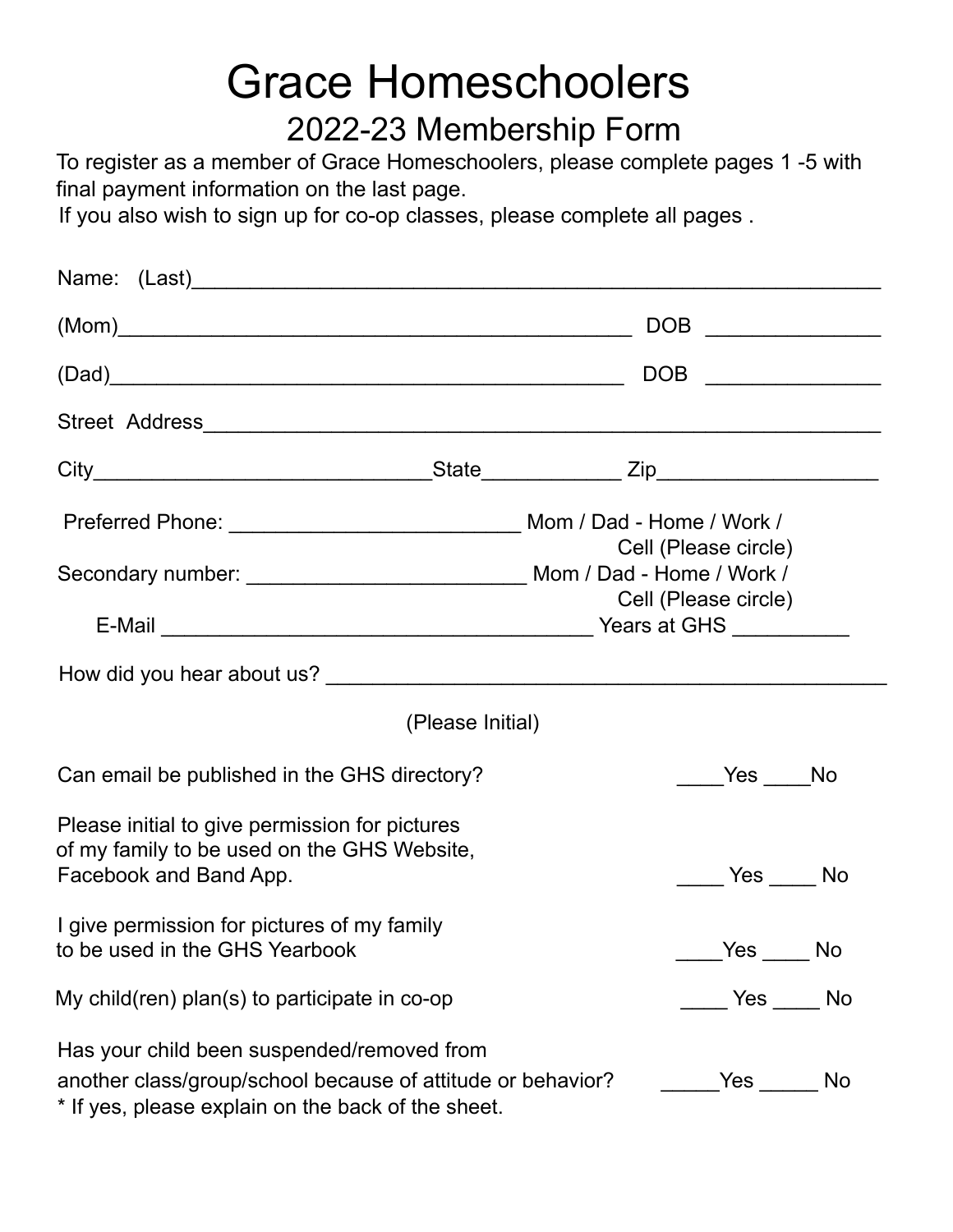# Grace Homeschoolers

## 2022-23 Membership Form

To register as a member of Grace Homeschoolers, please complete pages 1 -5 with final payment information on the last page.
If you also wish to sign up for co-op classes, please complete all pages .

Name: (Last)_______________________________________________________________

(Mom)_______________________________________________ DOB _______________

(Dad)_______________________________________________ DOB _______________

Street Address______________________________________________________________

City______________________________State____________ Zip___________________

Preferred Phone: _________________________ Mom / Dad - Home / Work / Cell (Please circle)

Secondary number: ________________________ Mom / Dad - Home / Work / Cell (Please circle)

E-Mail _____________________________________ Years at GHS __________

How did you hear about us? _________________________________________________

(Please Initial)

Can email be published in the GHS directory? ____Yes ____No

Please initial to give permission for pictures of my family to be used on the GHS Website, Facebook and Band App. ____ Yes ____ No

I give permission for pictures of my family to be used in the GHS Yearbook ____Yes ____ No

My child(ren) plan(s) to participate in co-op ____ Yes ____ No

Has your child been suspended/removed from another class/group/school because of attitude or behavior? _____Yes _____ No
* If yes, please explain on the back of the sheet.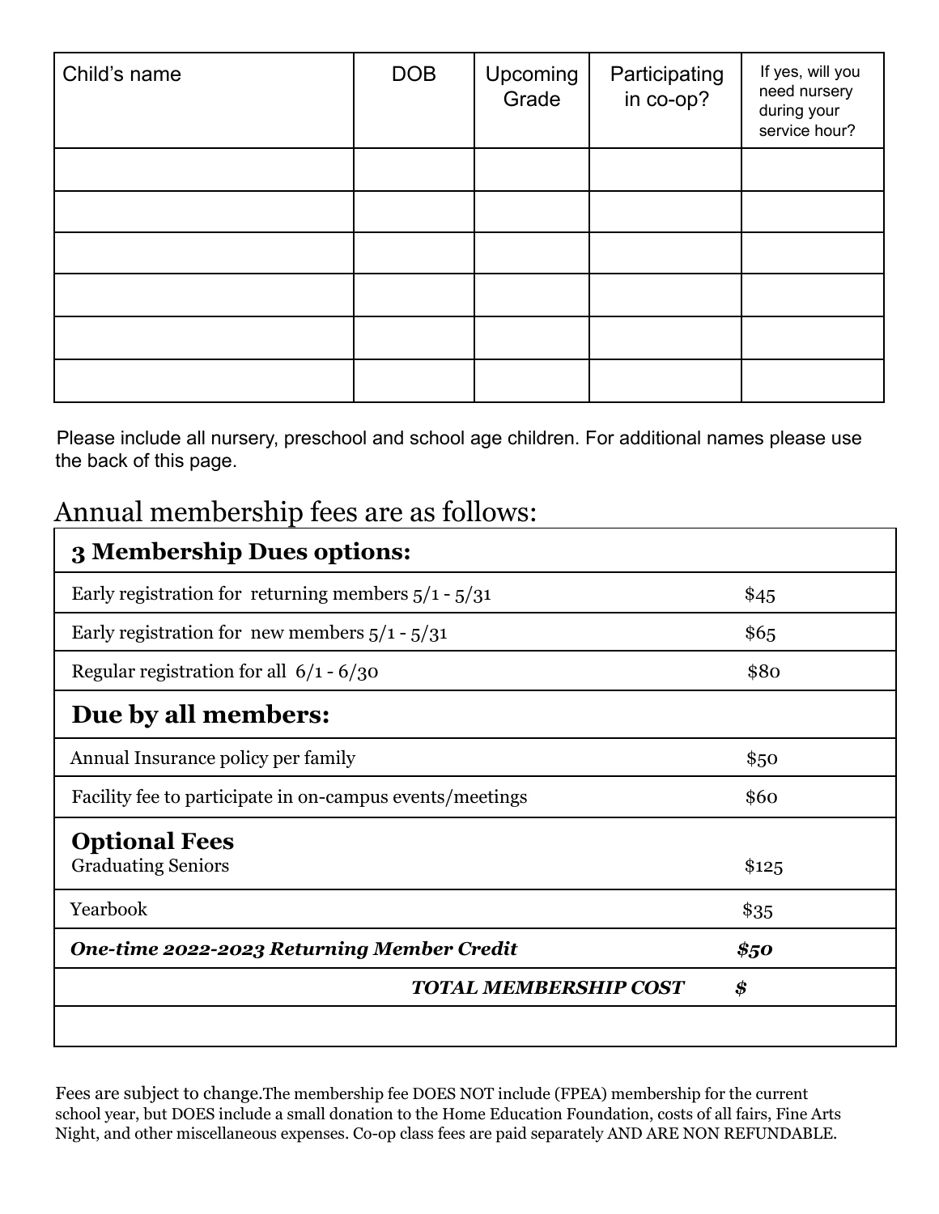| Child's name | DOB | Upcoming Grade | Participating in co-op? | If yes, will you need nursery during your service hour? |
|---|---|---|---|---|
| | | | | |
| | | | | |
| | | | | |
| | | | | |
| | | | | |
| | | | | |

Please include all nursery, preschool and school age children. For additional names please use the back of this page.

## Annual membership fees are as follows:

| **3 Membership Dues options:** | |
|---|---|
| Early registration for returning members 5/1 - 5/31 | $45 |
| Early registration for new members 5/1 - 5/31 | $65 |
| Regular registration for all 6/1 - 6/30 | $80 |
| **Due by all members:** | |
| Annual Insurance policy per family | $50 |
| Facility fee to participate in on-campus events/meetings | $60 |
| **Optional Fees**<br>Graduating Seniors | $125 |
| Yearbook | $35 |
| ***One-time 2022-2023 Returning Member Credit*** | ***$50*** |
| ***TOTAL MEMBERSHIP COST*** | ***$*** |
| | |

Fees are subject to change.The membership fee DOES NOT include (FPEA) membership for the current school year, but DOES include a small donation to the Home Education Foundation, costs of all fairs, Fine Arts Night, and other miscellaneous expenses. Co-op class fees are paid separately AND ARE NON REFUNDABLE.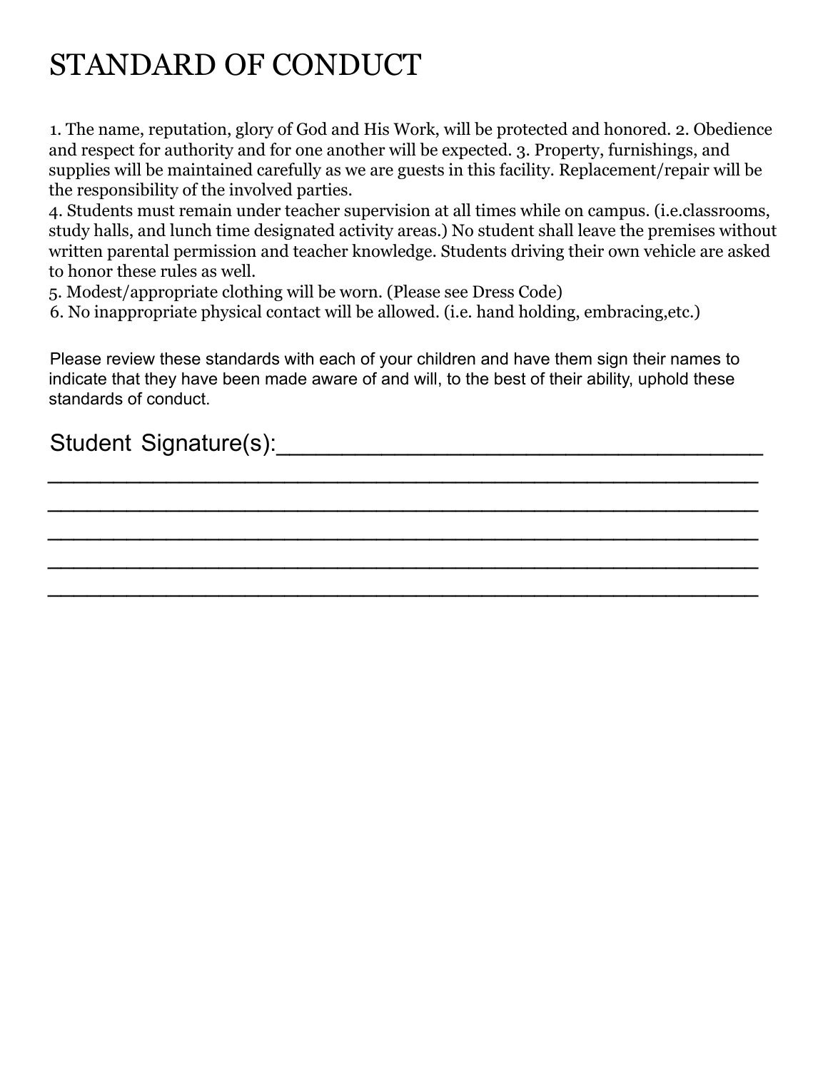# STANDARD OF CONDUCT

1. The name, reputation, glory of God and His Work, will be protected and honored. 2. Obedience and respect for authority and for one another will be expected. 3. Property, furnishings, and supplies will be maintained carefully as we are guests in this facility. Replacement/repair will be the responsibility of the involved parties.
4. Students must remain under teacher supervision at all times while on campus. (i.e.classrooms, study halls, and lunch time designated activity areas.) No student shall leave the premises without written parental permission and teacher knowledge. Students driving their own vehicle are asked to honor these rules as well.
5. Modest/appropriate clothing will be worn. (Please see Dress Code)
6. No inappropriate physical contact will be allowed. (i.e. hand holding, embracing,etc.)

Please review these standards with each of your children and have them sign their names to indicate that they have been made aware of and will, to the best of their ability, uphold these standards of conduct.

Student Signature(s):___________________________________

_____________________________________________________

_____________________________________________________

_____________________________________________________

_____________________________________________________

_____________________________________________________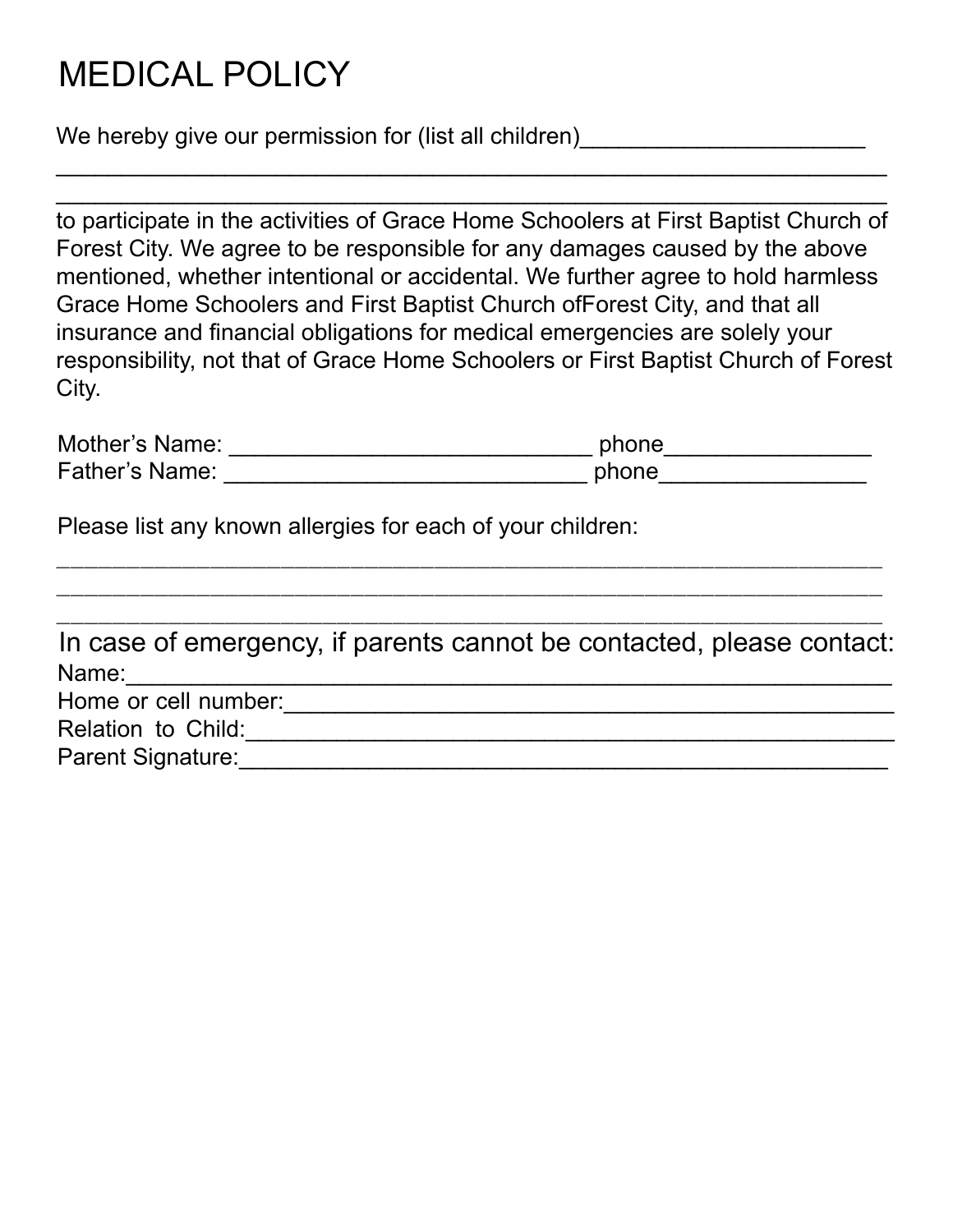# MEDICAL POLICY

We hereby give our permission for (list all children)______________________
_________________________________________________________________
_________________________________________________________________
to participate in the activities of Grace Home Schoolers at First Baptist Church of Forest City. We agree to be responsible for any damages caused by the above mentioned, whether intentional or accidental. We further agree to hold harmless Grace Home Schoolers and First Baptist Church ofForest City, and that all insurance and financial obligations for medical emergencies are solely your responsibility, not that of Grace Home Schoolers or First Baptist Church of Forest City.

Mother's Name: ____________________________ phone________________
Father's Name: ____________________________ phone________________

Please list any known allergies for each of your children:
_________________________________________________________________
_________________________________________________________________
_________________________________________________________________

In case of emergency, if parents cannot be contacted, please contact:

Name:_____________________________________________________
Home or cell number:_________________________________________
Relation to Child:____________________________________________
Parent Signature:____________________________________________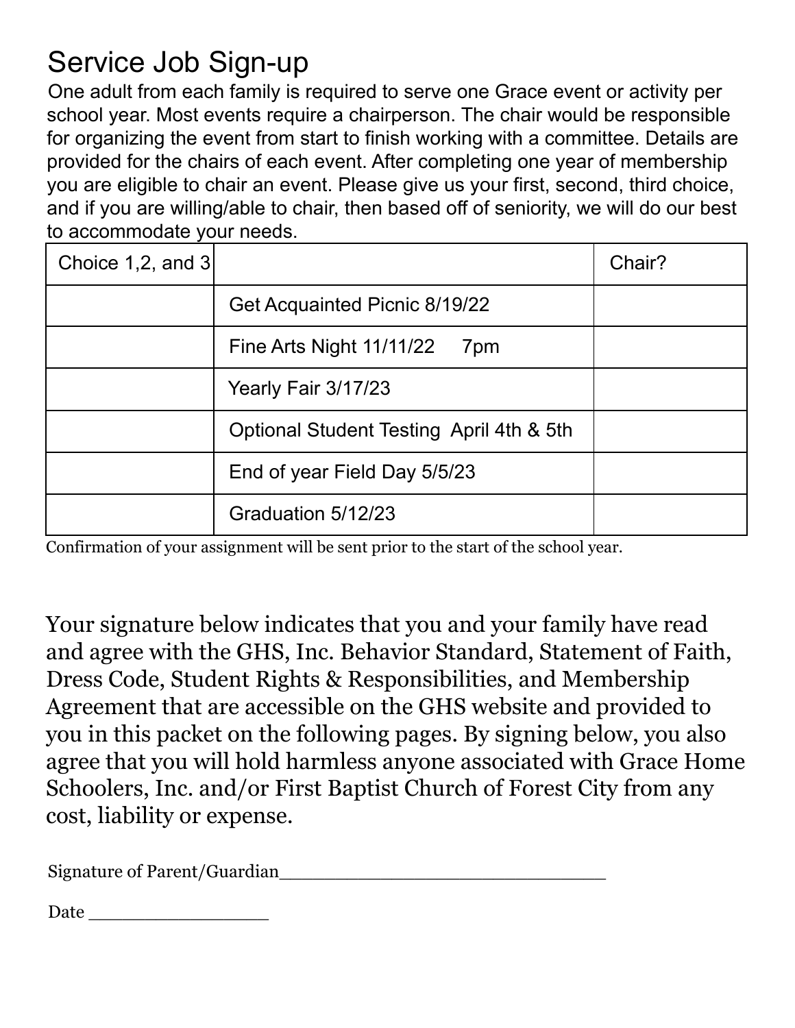# Service Job Sign-up

One adult from each family is required to serve one Grace event or activity per school year. Most events require a chairperson. The chair would be responsible for organizing the event from start to finish working with a committee. Details are provided for the chairs of each event. After completing one year of membership you are eligible to chair an event. Please give us your first, second, third choice, and if you are willing/able to chair, then based off of seniority, we will do our best to accommodate your needs.

| Choice 1,2, and 3 | | Chair? |
|---|---|---|
| | Get Acquainted Picnic 8/19/22 | |
| | Fine Arts Night 11/11/22 7pm | |
| | Yearly Fair 3/17/23 | |
| | Optional Student Testing April 4th & 5th | |
| | End of year Field Day 5/5/23 | |
| | Graduation 5/12/23 | |

Confirmation of your assignment will be sent prior to the start of the school year.

Your signature below indicates that you and your family have read and agree with the GHS, Inc. Behavior Standard, Statement of Faith, Dress Code, Student Rights & Responsibilities, and Membership Agreement that are accessible on the GHS website and provided to you in this packet on the following pages. By signing below, you also agree that you will hold harmless anyone associated with Grace Home Schoolers, Inc. and/or First Baptist Church of Forest City from any cost, liability or expense.

Signature of Parent/Guardian______________________________

Date ________________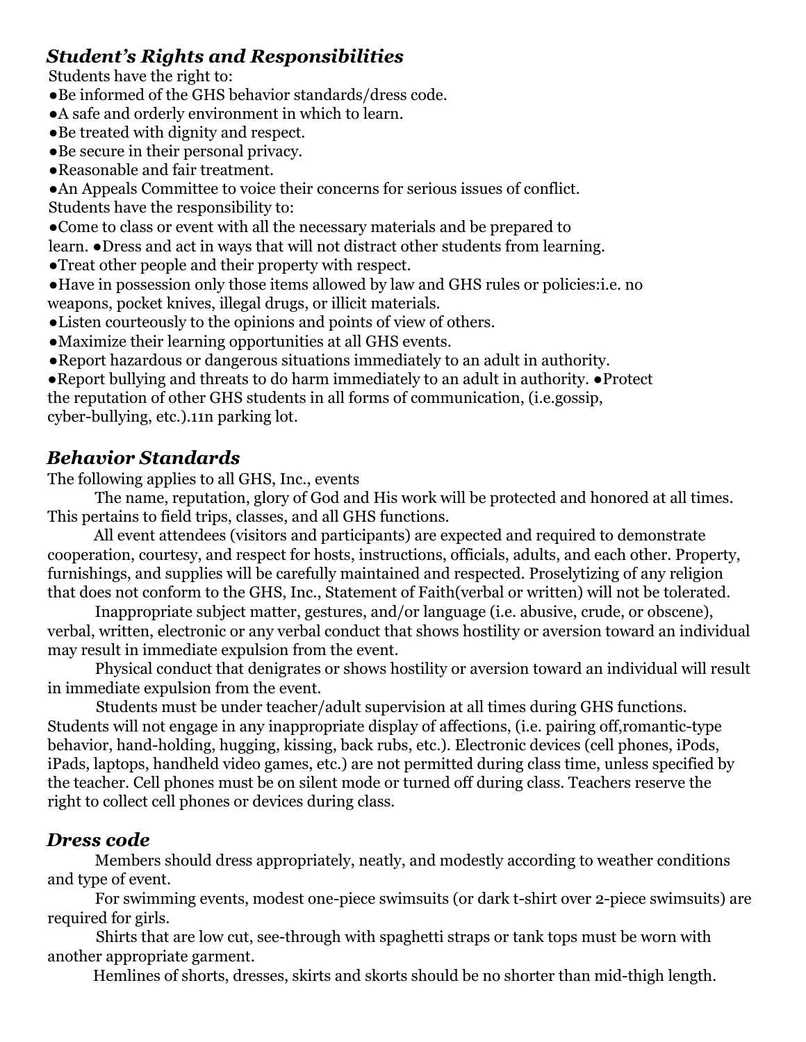### *Student's Rights and Responsibilities*

Students have the right to:

- ●Be informed of the GHS behavior standards/dress code.
- ●A safe and orderly environment in which to learn.
- ●Be treated with dignity and respect.
- ●Be secure in their personal privacy.
- ●Reasonable and fair treatment.
- ●An Appeals Committee to voice their concerns for serious issues of conflict.

Students have the responsibility to:

- ●Come to class or event with all the necessary materials and be prepared to learn.
- ●Dress and act in ways that will not distract other students from learning.
- ●Treat other people and their property with respect.
- ●Have in possession only those items allowed by law and GHS rules or policies:i.e. no weapons, pocket knives, illegal drugs, or illicit materials.
- ●Listen courteously to the opinions and points of view of others.
- ●Maximize their learning opportunities at all GHS events.
- ●Report hazardous or dangerous situations immediately to an adult in authority.
- ●Report bullying and threats to do harm immediately to an adult in authority.
- ●Protect the reputation of other GHS students in all forms of communication, (i.e.gossip, cyber-bullying, etc.).11n parking lot.

### *Behavior Standards*

The following applies to all GHS, Inc., events

The name, reputation, glory of God and His work will be protected and honored at all times. This pertains to field trips, classes, and all GHS functions.

All event attendees (visitors and participants) are expected and required to demonstrate cooperation, courtesy, and respect for hosts, instructions, officials, adults, and each other. Property, furnishings, and supplies will be carefully maintained and respected. Proselytizing of any religion that does not conform to the GHS, Inc., Statement of Faith(verbal or written) will not be tolerated.

Inappropriate subject matter, gestures, and/or language (i.e. abusive, crude, or obscene), verbal, written, electronic or any verbal conduct that shows hostility or aversion toward an individual may result in immediate expulsion from the event.

Physical conduct that denigrates or shows hostility or aversion toward an individual will result in immediate expulsion from the event.

Students must be under teacher/adult supervision at all times during GHS functions. Students will not engage in any inappropriate display of affections, (i.e. pairing off,romantic-type behavior, hand-holding, hugging, kissing, back rubs, etc.). Electronic devices (cell phones, iPods, iPads, laptops, handheld video games, etc.) are not permitted during class time, unless specified by the teacher. Cell phones must be on silent mode or turned off during class. Teachers reserve the right to collect cell phones or devices during class.

### *Dress code*

Members should dress appropriately, neatly, and modestly according to weather conditions and type of event.

For swimming events, modest one-piece swimsuits (or dark t-shirt over 2-piece swimsuits) are required for girls.

Shirts that are low cut, see-through with spaghetti straps or tank tops must be worn with another appropriate garment.

Hemlines of shorts, dresses, skirts and skorts should be no shorter than mid-thigh length.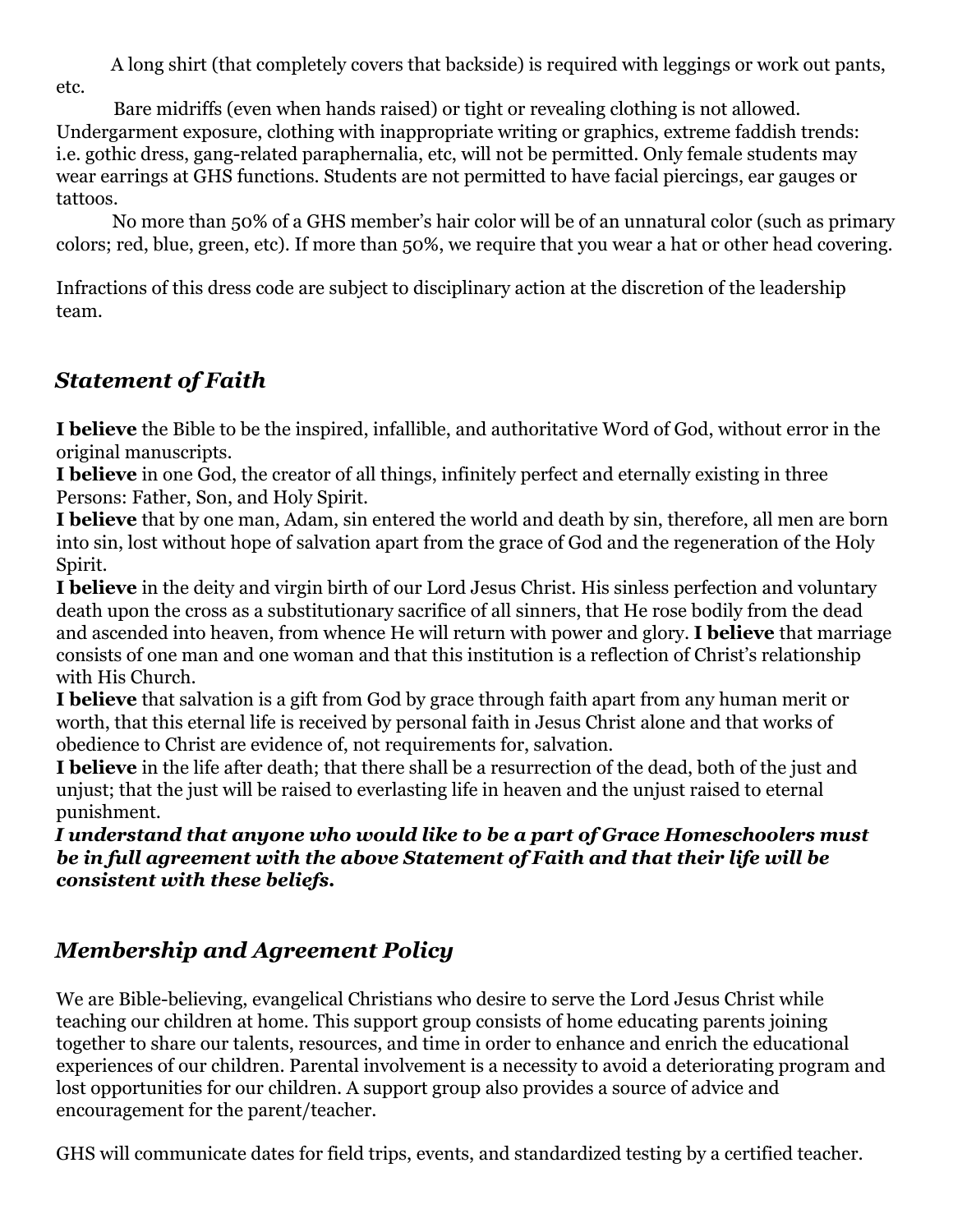A long shirt (that completely covers that backside) is required with leggings or work out pants, etc.

Bare midriffs (even when hands raised) or tight or revealing clothing is not allowed. Undergarment exposure, clothing with inappropriate writing or graphics, extreme faddish trends: i.e. gothic dress, gang-related paraphernalia, etc, will not be permitted. Only female students may wear earrings at GHS functions. Students are not permitted to have facial piercings, ear gauges or tattoos.

No more than 50% of a GHS member's hair color will be of an unnatural color (such as primary colors; red, blue, green, etc). If more than 50%, we require that you wear a hat or other head covering.

Infractions of this dress code are subject to disciplinary action at the discretion of the leadership team.

## *Statement of Faith*

**I believe** the Bible to be the inspired, infallible, and authoritative Word of God, without error in the original manuscripts.
**I believe** in one God, the creator of all things, infinitely perfect and eternally existing in three Persons: Father, Son, and Holy Spirit.
**I believe** that by one man, Adam, sin entered the world and death by sin, therefore, all men are born into sin, lost without hope of salvation apart from the grace of God and the regeneration of the Holy Spirit.
**I believe** in the deity and virgin birth of our Lord Jesus Christ. His sinless perfection and voluntary death upon the cross as a substitutionary sacrifice of all sinners, that He rose bodily from the dead and ascended into heaven, from whence He will return with power and glory. **I believe** that marriage consists of one man and one woman and that this institution is a reflection of Christ's relationship with His Church.
**I believe** that salvation is a gift from God by grace through faith apart from any human merit or worth, that this eternal life is received by personal faith in Jesus Christ alone and that works of obedience to Christ are evidence of, not requirements for, salvation.
**I believe** in the life after death; that there shall be a resurrection of the dead, both of the just and unjust; that the just will be raised to everlasting life in heaven and the unjust raised to eternal punishment.
***I understand that anyone who would like to be a part of Grace Homeschoolers must be in full agreement with the above Statement of Faith and that their life will be consistent with these beliefs.***

## *Membership and Agreement Policy*

We are Bible-believing, evangelical Christians who desire to serve the Lord Jesus Christ while teaching our children at home. This support group consists of home educating parents joining together to share our talents, resources, and time in order to enhance and enrich the educational experiences of our children. Parental involvement is a necessity to avoid a deteriorating program and lost opportunities for our children. A support group also provides a source of advice and encouragement for the parent/teacher.

GHS will communicate dates for field trips, events, and standardized testing by a certified teacher.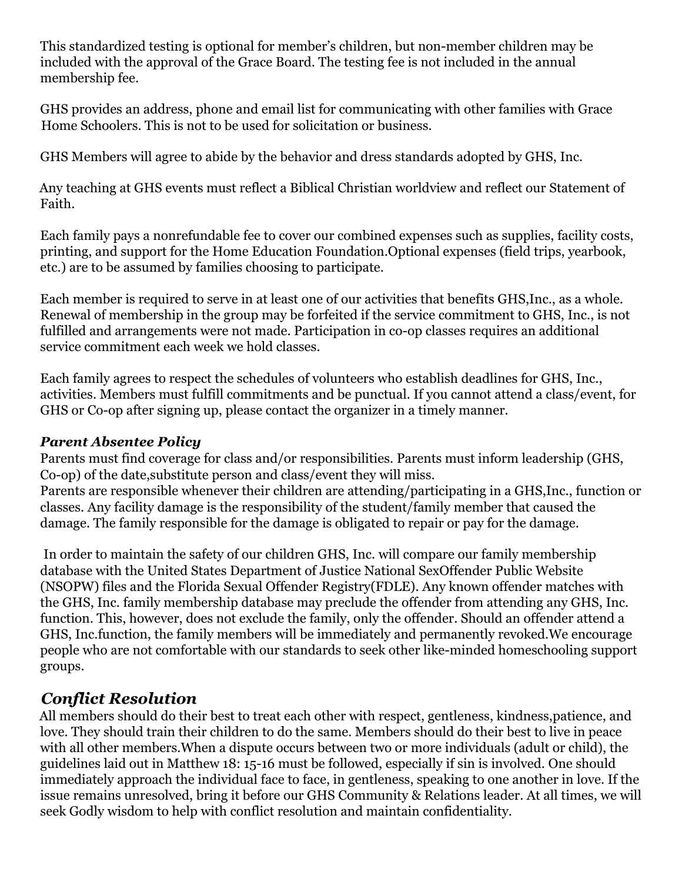This standardized testing is optional for member's children, but non-member children may be included with the approval of the Grace Board. The testing fee is not included in the annual membership fee.

GHS provides an address, phone and email list for communicating with other families with Grace Home Schoolers. This is not to be used for solicitation or business.

GHS Members will agree to abide by the behavior and dress standards adopted by GHS, Inc.

Any teaching at GHS events must reflect a Biblical Christian worldview and reflect our Statement of Faith.

Each family pays a nonrefundable fee to cover our combined expenses such as supplies, facility costs, printing, and support for the Home Education Foundation.Optional expenses (field trips, yearbook, etc.) are to be assumed by families choosing to participate.

Each member is required to serve in at least one of our activities that benefits GHS,Inc., as a whole. Renewal of membership in the group may be forfeited if the service commitment to GHS, Inc., is not fulfilled and arrangements were not made. Participation in co-op classes requires an additional service commitment each week we hold classes.

Each family agrees to respect the schedules of volunteers who establish deadlines for GHS, Inc., activities. Members must fulfill commitments and be punctual. If you cannot attend a class/event, for GHS or Co-op after signing up, please contact the organizer in a timely manner.

***Parent Absentee Policy***
Parents must find coverage for class and/or responsibilities. Parents must inform leadership (GHS, Co-op) of the date,substitute person and class/event they will miss.
Parents are responsible whenever their children are attending/participating in a GHS,Inc., function or classes. Any facility damage is the responsibility of the student/family member that caused the damage. The family responsible for the damage is obligated to repair or pay for the damage.

In order to maintain the safety of our children GHS, Inc. will compare our family membership database with the United States Department of Justice National SexOffender Public Website (NSOPW) files and the Florida Sexual Offender Registry(FDLE). Any known offender matches with the GHS, Inc. family membership database may preclude the offender from attending any GHS, Inc. function. This, however, does not exclude the family, only the offender. Should an offender attend a GHS, Inc.function, the family members will be immediately and permanently revoked.We encourage people who are not comfortable with our standards to seek other like-minded homeschooling support groups.

## *Conflict Resolution*

All members should do their best to treat each other with respect, gentleness, kindness,patience, and love. They should train their children to do the same. Members should do their best to live in peace with all other members.When a dispute occurs between two or more individuals (adult or child), the guidelines laid out in Matthew 18: 15-16 must be followed, especially if sin is involved. One should immediately approach the individual face to face, in gentleness, speaking to one another in love. If the issue remains unresolved, bring it before our GHS Community & Relations leader. At all times, we will seek Godly wisdom to help with conflict resolution and maintain confidentiality.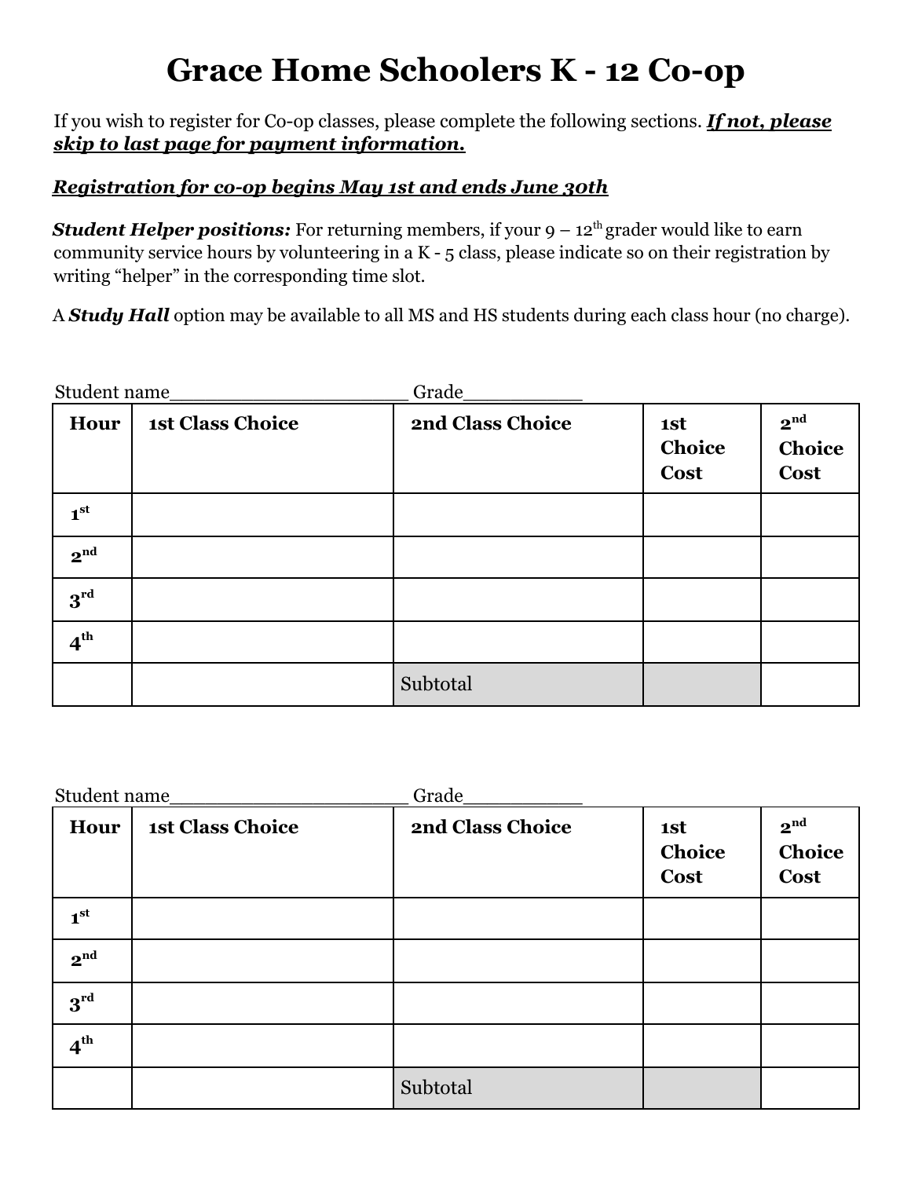# Grace Home Schoolers K - 12 Co-op

If you wish to register for Co-op classes, please complete the following sections. ***If not, please skip to last page for payment information.***

***Registration for co-op begins May 1st and ends June 30th***

***Student Helper positions:*** For returning members, if your 9 – 12th grader would like to earn community service hours by volunteering in a K - 5 class, please indicate so on their registration by writing "helper" in the corresponding time slot.

A ***Study Hall*** option may be available to all MS and HS students during each class hour (no charge).

Student name_____________________ Grade__________

| Hour | 1st Class Choice | 2nd Class Choice | 1st Choice Cost | 2nd Choice Cost |
|---|---|---|---|---|
| 1st | | | | |
| 2nd | | | | |
| 3rd | | | | |
| 4th | | | | |
| | | Subtotal | | |

Student name_____________________ Grade__________

| Hour | 1st Class Choice | 2nd Class Choice | 1st Choice Cost | 2nd Choice Cost |
|---|---|---|---|---|
| 1st | | | | |
| 2nd | | | | |
| 3rd | | | | |
| 4th | | | | |
| | | Subtotal | | |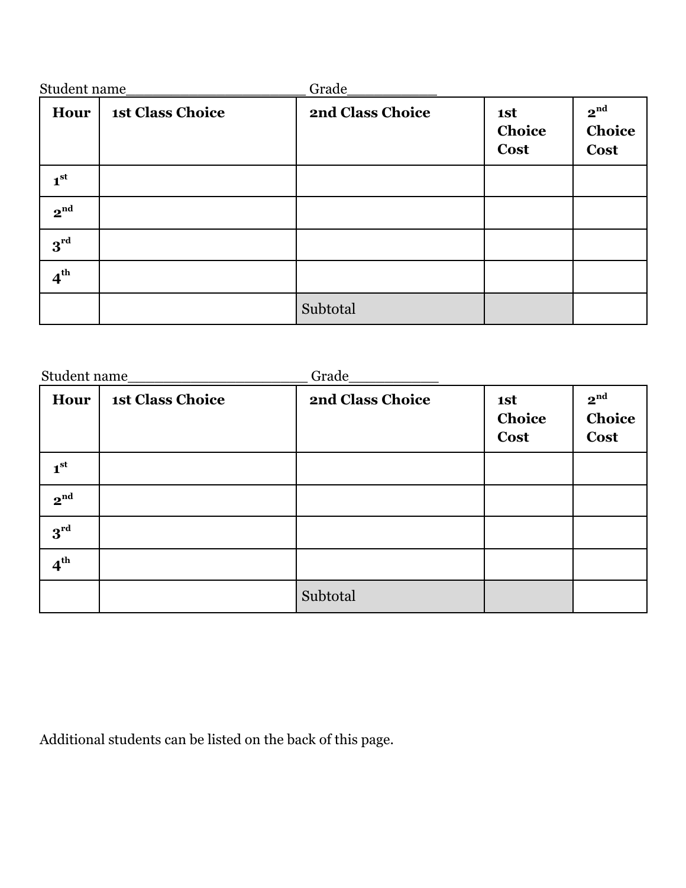Student name______________________ Grade___________

| Hour | 1st Class Choice | 2nd Class Choice | 1st Choice Cost | 2nd Choice Cost |
|---|---|---|---|---|
| 1st | | | | |
| 2nd | | | | |
| 3rd | | | | |
| 4th | | | | |
| | | Subtotal | | |

Student name______________________ Grade___________

| Hour | 1st Class Choice | 2nd Class Choice | 1st Choice Cost | 2nd Choice Cost |
|---|---|---|---|---|
| 1st | | | | |
| 2nd | | | | |
| 3rd | | | | |
| 4th | | | | |
| | | Subtotal | | |

Additional students can be listed on the back of this page.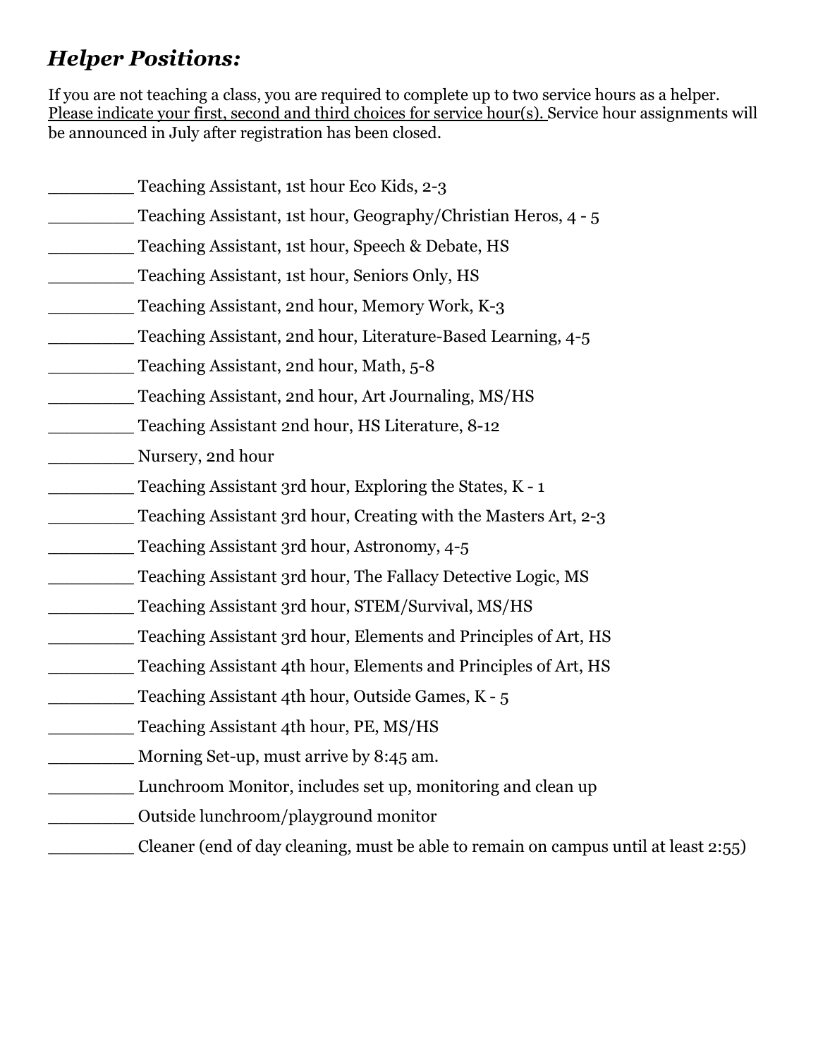## *Helper Positions:*

If you are not teaching a class, you are required to complete up to two service hours as a helper. <u>Please indicate your first, second and third choices for service hour(s).</u> Service hour assignments will be announced in July after registration has been closed.

________ Teaching Assistant, 1st hour Eco Kids, 2-3

________ Teaching Assistant, 1st hour, Geography/Christian Heros, 4 - 5

________ Teaching Assistant, 1st hour, Speech & Debate, HS

________ Teaching Assistant, 1st hour, Seniors Only, HS

________ Teaching Assistant, 2nd hour, Memory Work, K-3

________ Teaching Assistant, 2nd hour, Literature-Based Learning, 4-5

________ Teaching Assistant, 2nd hour, Math, 5-8

________ Teaching Assistant, 2nd hour, Art Journaling, MS/HS

________ Teaching Assistant 2nd hour, HS Literature, 8-12

________ Nursery, 2nd hour

________ Teaching Assistant 3rd hour, Exploring the States, K - 1

________ Teaching Assistant 3rd hour, Creating with the Masters Art, 2-3

________ Teaching Assistant 3rd hour, Astronomy, 4-5

________ Teaching Assistant 3rd hour, The Fallacy Detective Logic, MS

________ Teaching Assistant 3rd hour, STEM/Survival, MS/HS

________ Teaching Assistant 3rd hour, Elements and Principles of Art, HS

________ Teaching Assistant 4th hour, Elements and Principles of Art, HS

________ Teaching Assistant 4th hour, Outside Games, K - 5

________ Teaching Assistant 4th hour, PE, MS/HS

________ Morning Set-up, must arrive by 8:45 am.

________ Lunchroom Monitor, includes set up, monitoring and clean up

________ Outside lunchroom/playground monitor

________ Cleaner (end of day cleaning, must be able to remain on campus until at least 2:55)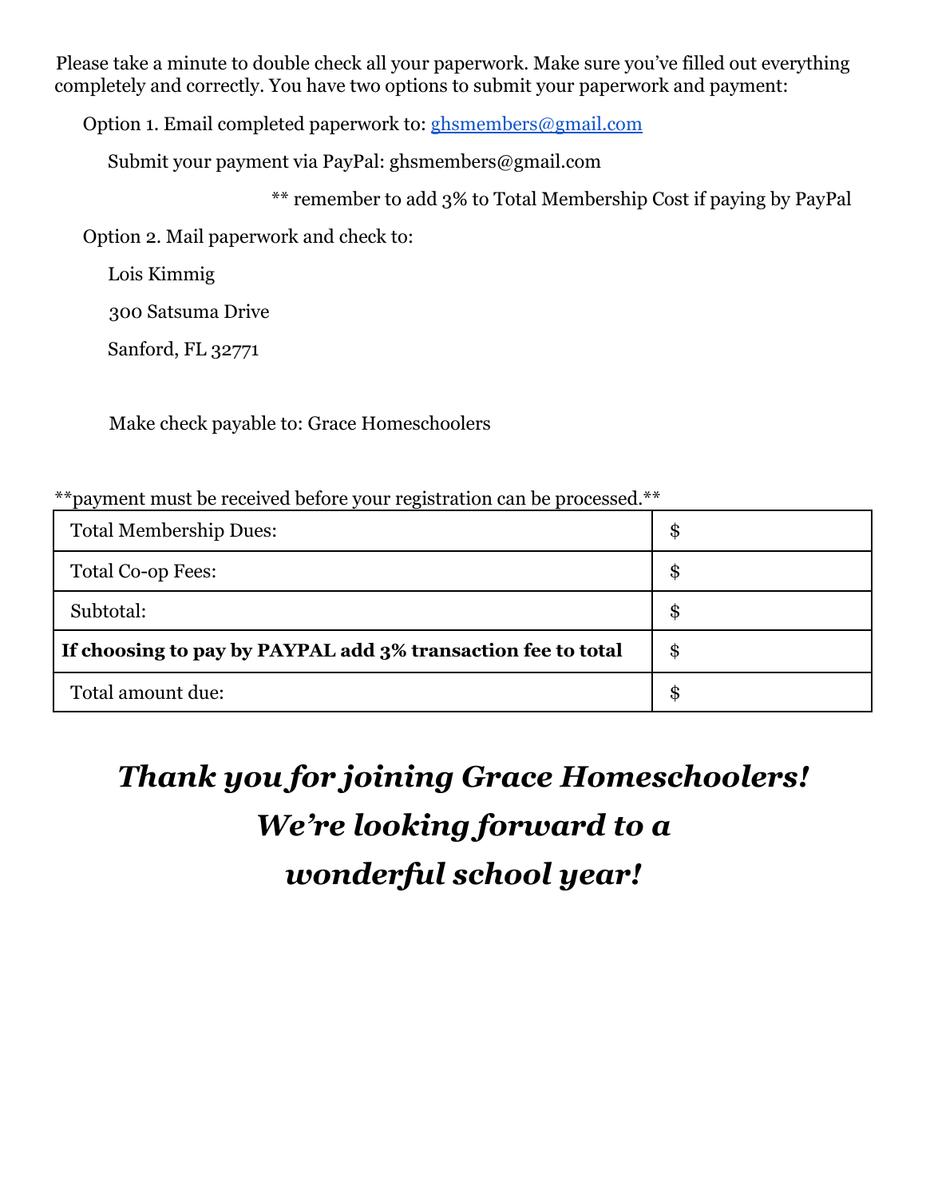Please take a minute to double check all your paperwork. Make sure you've filled out everything completely and correctly. You have two options to submit your paperwork and payment:

Option 1. Email completed paperwork to: ghsmembers@gmail.com

Submit your payment via PayPal: ghsmembers@gmail.com

** remember to add 3% to Total Membership Cost if paying by PayPal

Option 2. Mail paperwork and check to:

Lois Kimmig

300 Satsuma Drive

Sanford, FL 32771

Make check payable to: Grace Homeschoolers

**payment must be received before your registration can be processed.**

| | |
|---|---|
| Total Membership Dues: | $ |
| Total Co-op Fees: | $ |
| Subtotal: | $ |
| **If choosing to pay by PAYPAL add 3% transaction fee to total** | $ |
| Total amount due: | $ |

***Thank you for joining Grace Homeschoolers!***
***We're looking forward to a***
***wonderful school year!***